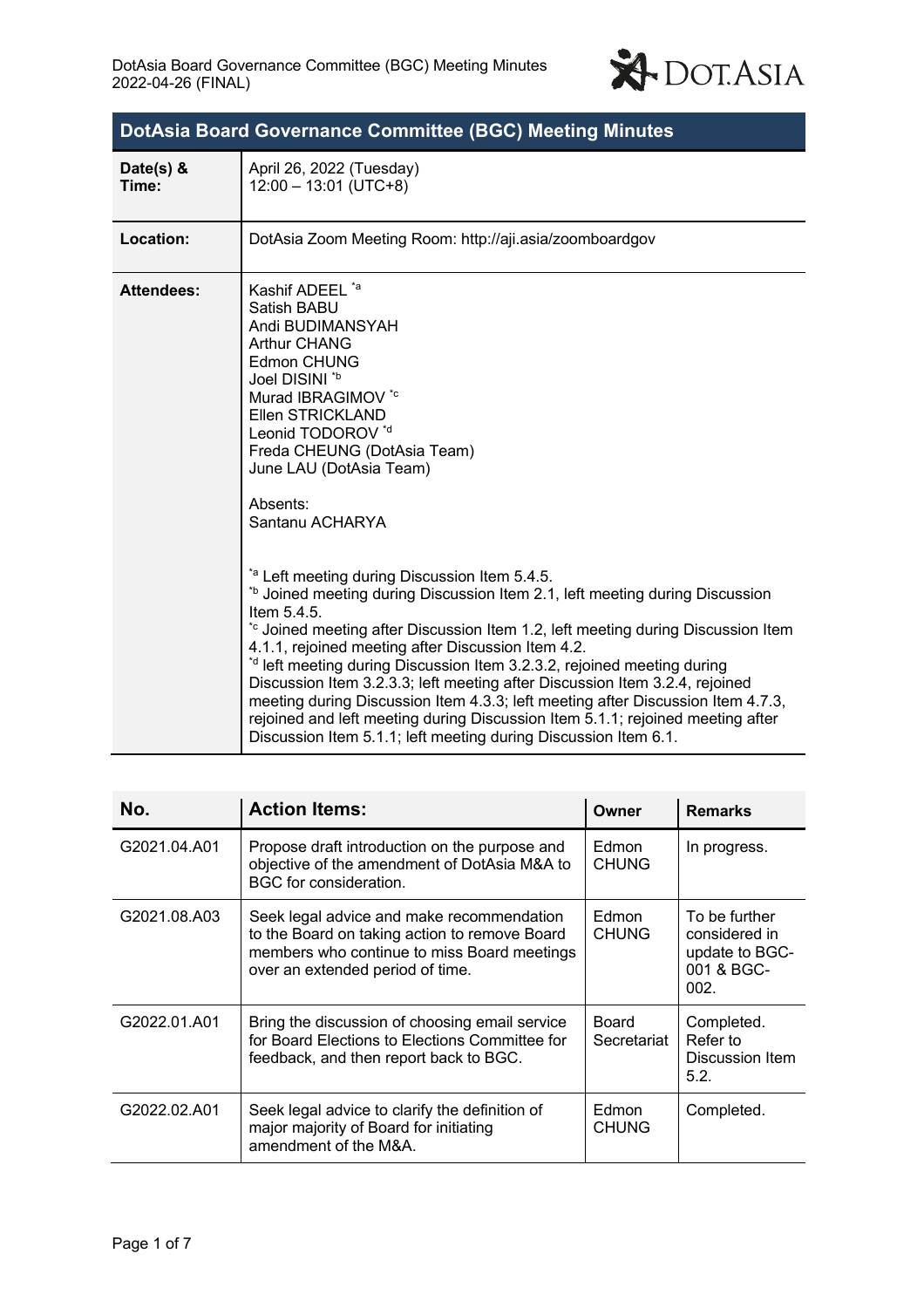# DotAsia Board Governance Committee (BGC) Meeting Minutes

| | |
|---|---|
| **Date(s) & Time:** | April 26, 2022 (Tuesday)<br>12:00 – 13:01 (UTC+8) |
| **Location:** | DotAsia Zoom Meeting Room: http://aji.asia/zoomboardgov |
| **Attendees:** | Kashif ADEEL [*a]<br>Satish BABU<br>Andi BUDIMANSYAH<br>Arthur CHANG<br>Edmon CHUNG<br>Joel DISINI [*b]<br>Murad IBRAGIMOV [*c]<br>Ellen STRICKLAND<br>Leonid TODOROV [*d]<br>Freda CHEUNG (DotAsia Team)<br>June LAU (DotAsia Team)<br><br>Absents:<br>Santanu ACHARYA<br><br>[*a] Left meeting during Discussion Item 5.4.5.<br>[*b] Joined meeting during Discussion Item 2.1, left meeting during Discussion Item 5.4.5.<br>[*c] Joined meeting after Discussion Item 1.2, left meeting during Discussion Item 4.1.1, rejoined meeting after Discussion Item 4.2.<br>[*d] left meeting during Discussion Item 3.2.3.2, rejoined meeting during Discussion Item 3.2.3.3; left meeting after Discussion Item 3.2.4, rejoined meeting during Discussion Item 4.3.3; left meeting after Discussion Item 4.7.3, rejoined and left meeting during Discussion Item 5.1.1; rejoined meeting after Discussion Item 5.1.1; left meeting during Discussion Item 6.1. |

| No. | Action Items: | Owner | Remarks |
|---|---|---|---|
| G2021.04.A01 | Propose draft introduction on the purpose and objective of the amendment of DotAsia M&A to BGC for consideration. | Edmon CHUNG | In progress. |
| G2021.08.A03 | Seek legal advice and make recommendation to the Board on taking action to remove Board members who continue to miss Board meetings over an extended period of time. | Edmon CHUNG | To be further considered in update to BGC-001 & BGC-002. |
| G2022.01.A01 | Bring the discussion of choosing email service for Board Elections to Elections Committee for feedback, and then report back to BGC. | Board Secretariat | Completed. Refer to Discussion Item 5.2. |
| G2022.02.A01 | Seek legal advice to clarify the definition of major majority of Board for initiating amendment of the M&A. | Edmon CHUNG | Completed. |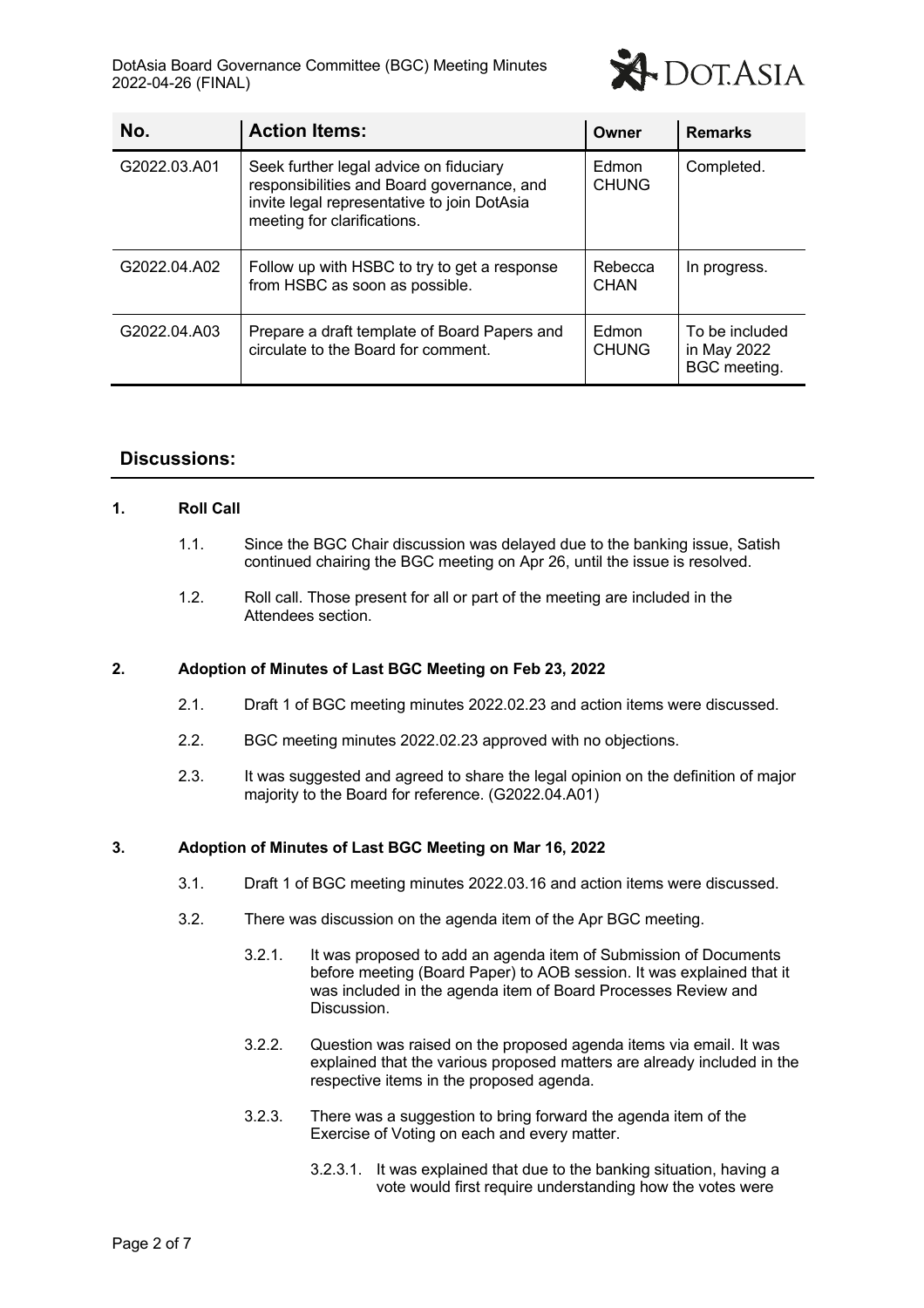| No. | Action Items: | Owner | Remarks |
|---|---|---|---|
| G2022.03.A01 | Seek further legal advice on fiduciary responsibilities and Board governance, and invite legal representative to join DotAsia meeting for clarifications. | Edmon CHUNG | Completed. |
| G2022.04.A02 | Follow up with HSBC to try to get a response from HSBC as soon as possible. | Rebecca CHAN | In progress. |
| G2022.04.A03 | Prepare a draft template of Board Papers and circulate to the Board for comment. | Edmon CHUNG | To be included in May 2022 BGC meeting. |

## Discussions:

**1. Roll Call**

1.1. Since the BGC Chair discussion was delayed due to the banking issue, Satish continued chairing the BGC meeting on Apr 26, until the issue is resolved.

1.2. Roll call. Those present for all or part of the meeting are included in the Attendees section.

**2. Adoption of Minutes of Last BGC Meeting on Feb 23, 2022**

2.1. Draft 1 of BGC meeting minutes 2022.02.23 and action items were discussed.

2.2. BGC meeting minutes 2022.02.23 approved with no objections.

2.3. It was suggested and agreed to share the legal opinion on the definition of major majority to the Board for reference. (G2022.04.A01)

**3. Adoption of Minutes of Last BGC Meeting on Mar 16, 2022**

3.1. Draft 1 of BGC meeting minutes 2022.03.16 and action items were discussed.

3.2. There was discussion on the agenda item of the Apr BGC meeting.

3.2.1. It was proposed to add an agenda item of Submission of Documents before meeting (Board Paper) to AOB session. It was explained that it was included in the agenda item of Board Processes Review and Discussion.

3.2.2. Question was raised on the proposed agenda items via email. It was explained that the various proposed matters are already included in the respective items in the proposed agenda.

3.2.3. There was a suggestion to bring forward the agenda item of the Exercise of Voting on each and every matter.

3.2.3.1. It was explained that due to the banking situation, having a vote would first require understanding how the votes were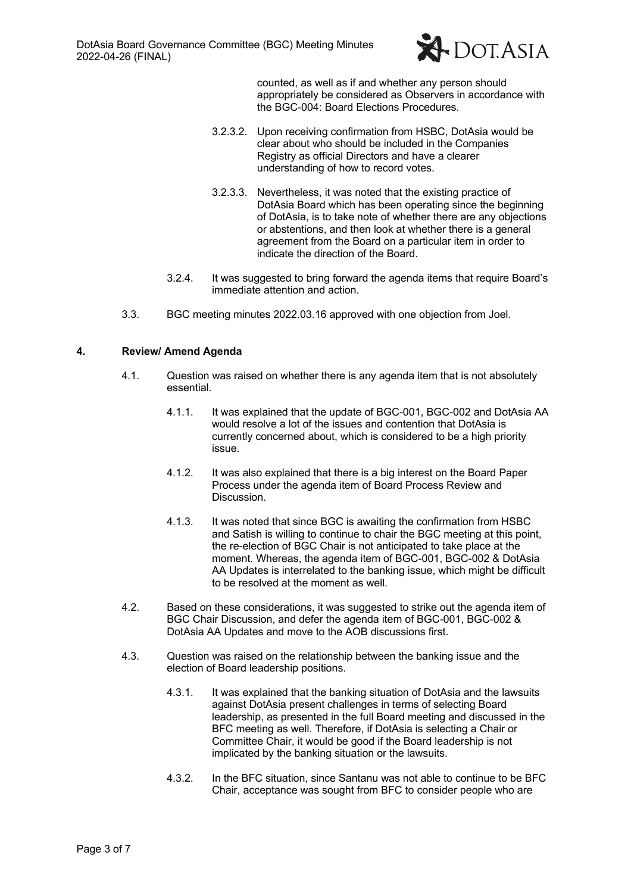counted, as well as if and whether any person should appropriately be considered as Observers in accordance with the BGC-004: Board Elections Procedures.

3.2.3.2. Upon receiving confirmation from HSBC, DotAsia would be clear about who should be included in the Companies Registry as official Directors and have a clearer understanding of how to record votes.

3.2.3.3. Nevertheless, it was noted that the existing practice of DotAsia Board which has been operating since the beginning of DotAsia, is to take note of whether there are any objections or abstentions, and then look at whether there is a general agreement from the Board on a particular item in order to indicate the direction of the Board.

3.2.4. It was suggested to bring forward the agenda items that require Board's immediate attention and action.

3.3. BGC meeting minutes 2022.03.16 approved with one objection from Joel.

## 4. Review/ Amend Agenda

4.1. Question was raised on whether there is any agenda item that is not absolutely essential.

4.1.1. It was explained that the update of BGC-001, BGC-002 and DotAsia AA would resolve a lot of the issues and contention that DotAsia is currently concerned about, which is considered to be a high priority issue.

4.1.2. It was also explained that there is a big interest on the Board Paper Process under the agenda item of Board Process Review and Discussion.

4.1.3. It was noted that since BGC is awaiting the confirmation from HSBC and Satish is willing to continue to chair the BGC meeting at this point, the re-election of BGC Chair is not anticipated to take place at the moment. Whereas, the agenda item of BGC-001, BGC-002 & DotAsia AA Updates is interrelated to the banking issue, which might be difficult to be resolved at the moment as well.

4.2. Based on these considerations, it was suggested to strike out the agenda item of BGC Chair Discussion, and defer the agenda item of BGC-001, BGC-002 & DotAsia AA Updates and move to the AOB discussions first.

4.3. Question was raised on the relationship between the banking issue and the election of Board leadership positions.

4.3.1. It was explained that the banking situation of DotAsia and the lawsuits against DotAsia present challenges in terms of selecting Board leadership, as presented in the full Board meeting and discussed in the BFC meeting as well. Therefore, if DotAsia is selecting a Chair or Committee Chair, it would be good if the Board leadership is not implicated by the banking situation or the lawsuits.

4.3.2. In the BFC situation, since Santanu was not able to continue to be BFC Chair, acceptance was sought from BFC to consider people who are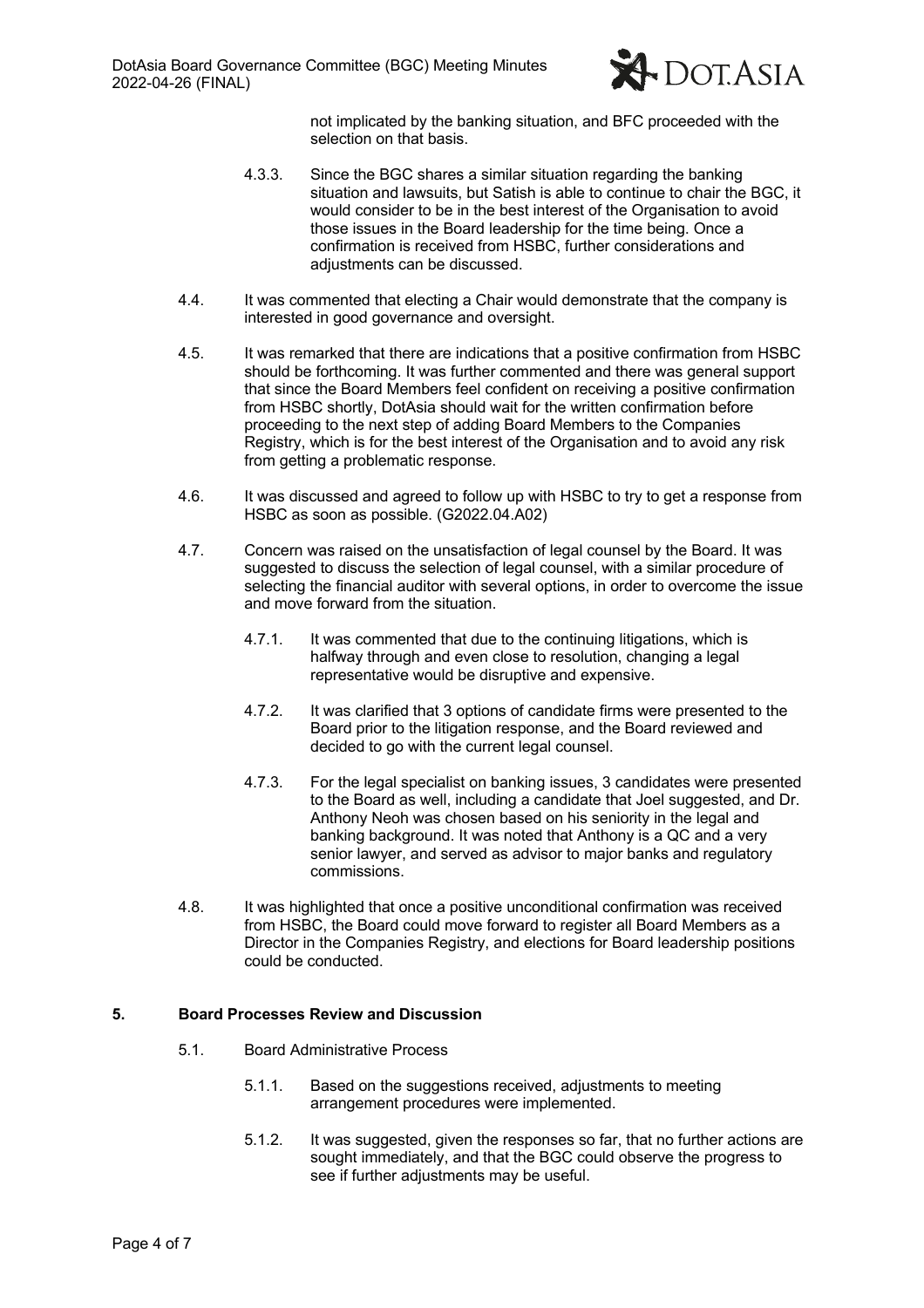not implicated by the banking situation, and BFC proceeded with the selection on that basis.

4.3.3. Since the BGC shares a similar situation regarding the banking situation and lawsuits, but Satish is able to continue to chair the BGC, it would consider to be in the best interest of the Organisation to avoid those issues in the Board leadership for the time being. Once a confirmation is received from HSBC, further considerations and adjustments can be discussed.

4.4. It was commented that electing a Chair would demonstrate that the company is interested in good governance and oversight.

4.5. It was remarked that there are indications that a positive confirmation from HSBC should be forthcoming. It was further commented and there was general support that since the Board Members feel confident on receiving a positive confirmation from HSBC shortly, DotAsia should wait for the written confirmation before proceeding to the next step of adding Board Members to the Companies Registry, which is for the best interest of the Organisation and to avoid any risk from getting a problematic response.

4.6. It was discussed and agreed to follow up with HSBC to try to get a response from HSBC as soon as possible. (G2022.04.A02)

4.7. Concern was raised on the unsatisfaction of legal counsel by the Board. It was suggested to discuss the selection of legal counsel, with a similar procedure of selecting the financial auditor with several options, in order to overcome the issue and move forward from the situation.

4.7.1. It was commented that due to the continuing litigations, which is halfway through and even close to resolution, changing a legal representative would be disruptive and expensive.

4.7.2. It was clarified that 3 options of candidate firms were presented to the Board prior to the litigation response, and the Board reviewed and decided to go with the current legal counsel.

4.7.3. For the legal specialist on banking issues, 3 candidates were presented to the Board as well, including a candidate that Joel suggested, and Dr. Anthony Neoh was chosen based on his seniority in the legal and banking background. It was noted that Anthony is a QC and a very senior lawyer, and served as advisor to major banks and regulatory commissions.

4.8. It was highlighted that once a positive unconditional confirmation was received from HSBC, the Board could move forward to register all Board Members as a Director in the Companies Registry, and elections for Board leadership positions could be conducted.

## 5. Board Processes Review and Discussion

5.1. Board Administrative Process

5.1.1. Based on the suggestions received, adjustments to meeting arrangement procedures were implemented.

5.1.2. It was suggested, given the responses so far, that no further actions are sought immediately, and that the BGC could observe the progress to see if further adjustments may be useful.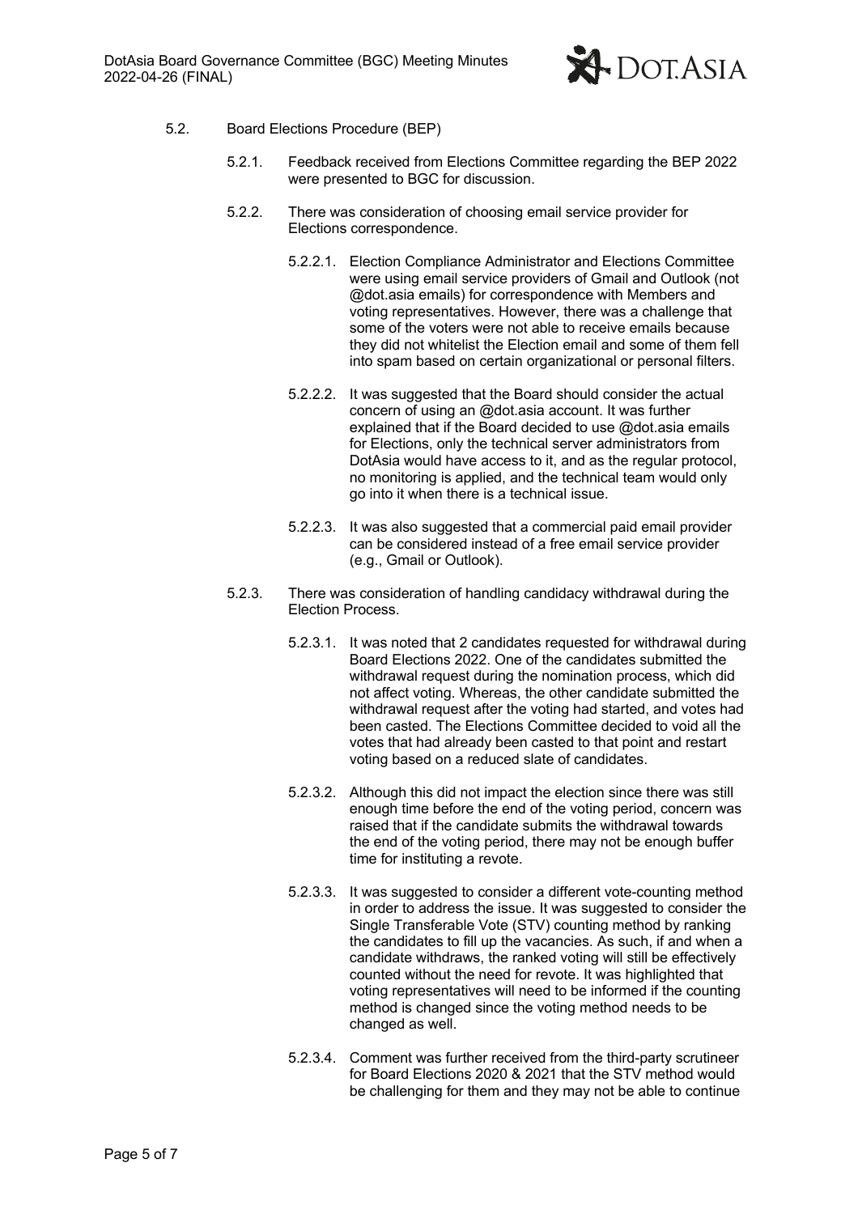5.2. Board Elections Procedure (BEP)

5.2.1. Feedback received from Elections Committee regarding the BEP 2022 were presented to BGC for discussion.

5.2.2. There was consideration of choosing email service provider for Elections correspondence.

5.2.2.1. Election Compliance Administrator and Elections Committee were using email service providers of Gmail and Outlook (not @dot.asia emails) for correspondence with Members and voting representatives. However, there was a challenge that some of the voters were not able to receive emails because they did not whitelist the Election email and some of them fell into spam based on certain organizational or personal filters.

5.2.2.2. It was suggested that the Board should consider the actual concern of using an @dot.asia account. It was further explained that if the Board decided to use @dot.asia emails for Elections, only the technical server administrators from DotAsia would have access to it, and as the regular protocol, no monitoring is applied, and the technical team would only go into it when there is a technical issue.

5.2.2.3. It was also suggested that a commercial paid email provider can be considered instead of a free email service provider (e.g., Gmail or Outlook).

5.2.3. There was consideration of handling candidacy withdrawal during the Election Process.

5.2.3.1. It was noted that 2 candidates requested for withdrawal during Board Elections 2022. One of the candidates submitted the withdrawal request during the nomination process, which did not affect voting. Whereas, the other candidate submitted the withdrawal request after the voting had started, and votes had been casted. The Elections Committee decided to void all the votes that had already been casted to that point and restart voting based on a reduced slate of candidates.

5.2.3.2. Although this did not impact the election since there was still enough time before the end of the voting period, concern was raised that if the candidate submits the withdrawal towards the end of the voting period, there may not be enough buffer time for instituting a revote.

5.2.3.3. It was suggested to consider a different vote-counting method in order to address the issue. It was suggested to consider the Single Transferable Vote (STV) counting method by ranking the candidates to fill up the vacancies. As such, if and when a candidate withdraws, the ranked voting will still be effectively counted without the need for revote. It was highlighted that voting representatives will need to be informed if the counting method is changed since the voting method needs to be changed as well.

5.2.3.4. Comment was further received from the third-party scrutineer for Board Elections 2020 & 2021 that the STV method would be challenging for them and they may not be able to continue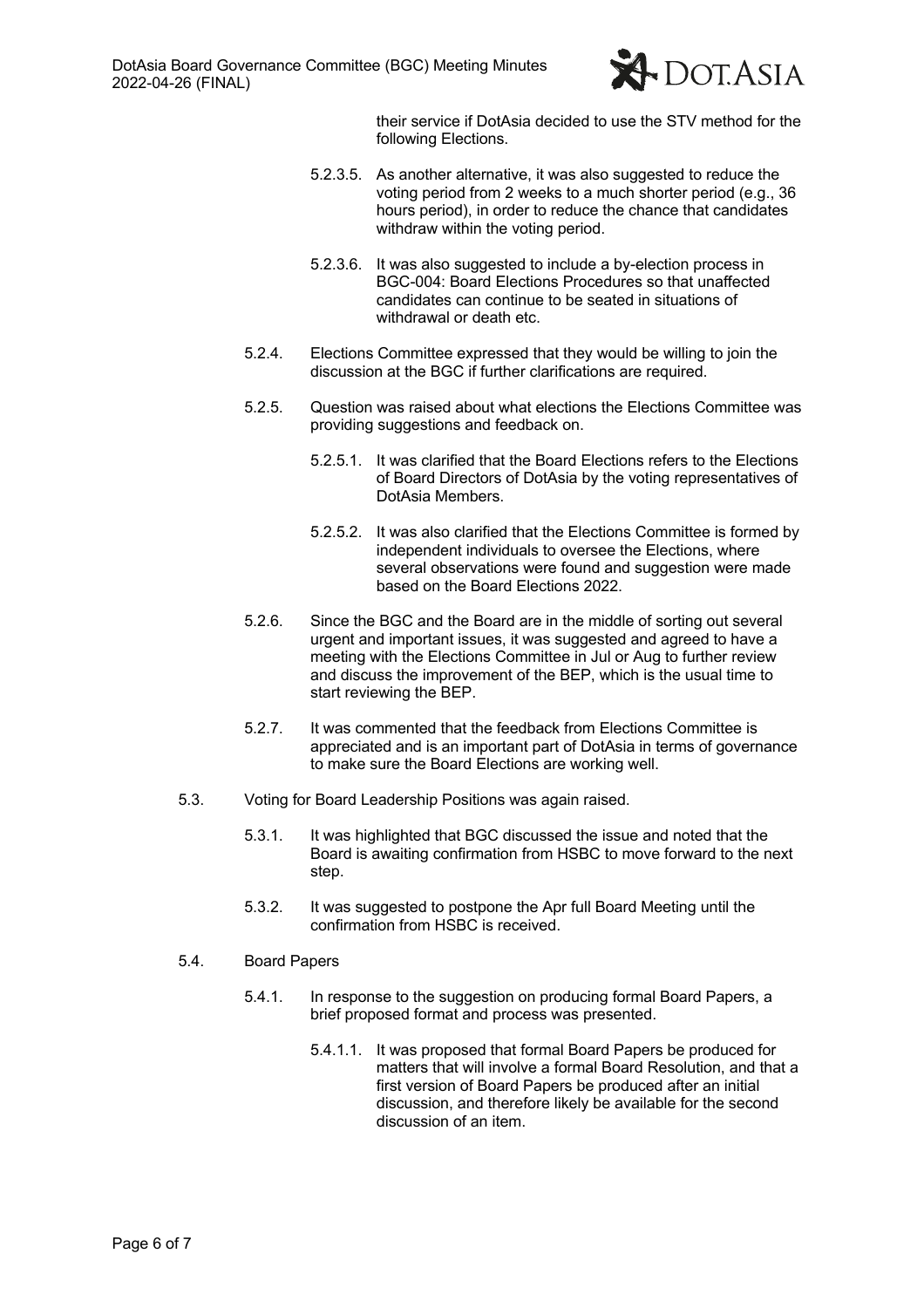their service if DotAsia decided to use the STV method for the following Elections.

5.2.3.5. As another alternative, it was also suggested to reduce the voting period from 2 weeks to a much shorter period (e.g., 36 hours period), in order to reduce the chance that candidates withdraw within the voting period.

5.2.3.6. It was also suggested to include a by-election process in BGC-004: Board Elections Procedures so that unaffected candidates can continue to be seated in situations of withdrawal or death etc.

5.2.4. Elections Committee expressed that they would be willing to join the discussion at the BGC if further clarifications are required.

5.2.5. Question was raised about what elections the Elections Committee was providing suggestions and feedback on.

5.2.5.1. It was clarified that the Board Elections refers to the Elections of Board Directors of DotAsia by the voting representatives of DotAsia Members.

5.2.5.2. It was also clarified that the Elections Committee is formed by independent individuals to oversee the Elections, where several observations were found and suggestion were made based on the Board Elections 2022.

5.2.6. Since the BGC and the Board are in the middle of sorting out several urgent and important issues, it was suggested and agreed to have a meeting with the Elections Committee in Jul or Aug to further review and discuss the improvement of the BEP, which is the usual time to start reviewing the BEP.

5.2.7. It was commented that the feedback from Elections Committee is appreciated and is an important part of DotAsia in terms of governance to make sure the Board Elections are working well.

5.3. Voting for Board Leadership Positions was again raised.

5.3.1. It was highlighted that BGC discussed the issue and noted that the Board is awaiting confirmation from HSBC to move forward to the next step.

5.3.2. It was suggested to postpone the Apr full Board Meeting until the confirmation from HSBC is received.

5.4. Board Papers

5.4.1. In response to the suggestion on producing formal Board Papers, a brief proposed format and process was presented.

5.4.1.1. It was proposed that formal Board Papers be produced for matters that will involve a formal Board Resolution, and that a first version of Board Papers be produced after an initial discussion, and therefore likely be available for the second discussion of an item.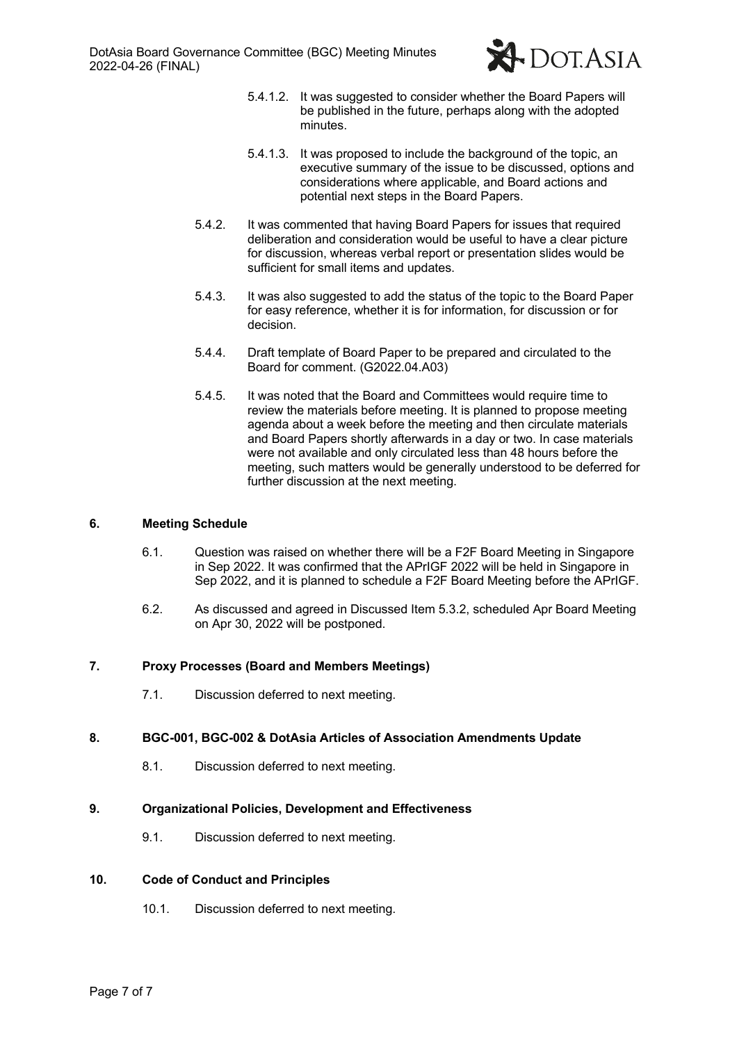5.4.1.2. It was suggested to consider whether the Board Papers will be published in the future, perhaps along with the adopted minutes.

5.4.1.3. It was proposed to include the background of the topic, an executive summary of the issue to be discussed, options and considerations where applicable, and Board actions and potential next steps in the Board Papers.

5.4.2. It was commented that having Board Papers for issues that required deliberation and consideration would be useful to have a clear picture for discussion, whereas verbal report or presentation slides would be sufficient for small items and updates.

5.4.3. It was also suggested to add the status of the topic to the Board Paper for easy reference, whether it is for information, for discussion or for decision.

5.4.4. Draft template of Board Paper to be prepared and circulated to the Board for comment. (G2022.04.A03)

5.4.5. It was noted that the Board and Committees would require time to review the materials before meeting. It is planned to propose meeting agenda about a week before the meeting and then circulate materials and Board Papers shortly afterwards in a day or two. In case materials were not available and only circulated less than 48 hours before the meeting, such matters would be generally understood to be deferred for further discussion at the next meeting.

## 6. Meeting Schedule

6.1. Question was raised on whether there will be a F2F Board Meeting in Singapore in Sep 2022. It was confirmed that the APrIGF 2022 will be held in Singapore in Sep 2022, and it is planned to schedule a F2F Board Meeting before the APrIGF.

6.2. As discussed and agreed in Discussed Item 5.3.2, scheduled Apr Board Meeting on Apr 30, 2022 will be postponed.

## 7. Proxy Processes (Board and Members Meetings)

7.1. Discussion deferred to next meeting.

## 8. BGC-001, BGC-002 & DotAsia Articles of Association Amendments Update

8.1. Discussion deferred to next meeting.

## 9. Organizational Policies, Development and Effectiveness

9.1. Discussion deferred to next meeting.

## 10. Code of Conduct and Principles

10.1. Discussion deferred to next meeting.